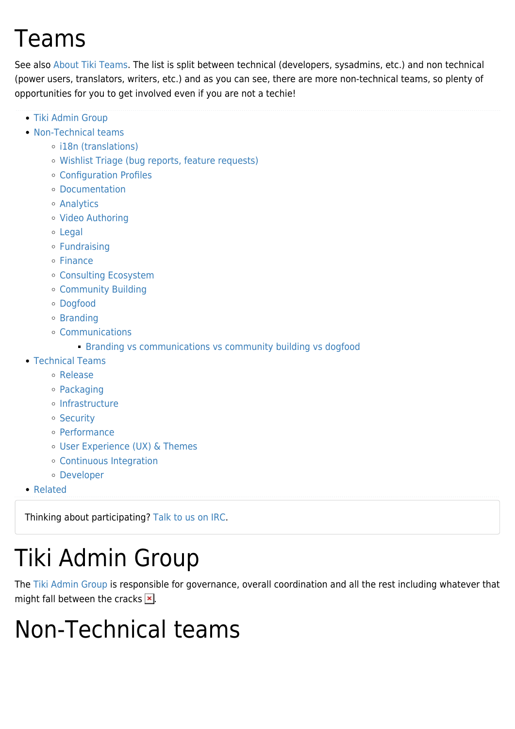# Teams

See also About Tiki Teams. The list is split between technical (developers, sysadmins, etc.) and non technical (power users, translators, writers, etc.) and as you can see, there are more non-technical teams, so plenty of opportunities for you to get involved even if you are not a techie!

- Tiki Admin Group
- Non-Technical teams
  - i18n (translations)
  - Wishlist Triage (bug reports, feature requests)
  - Configuration Profiles
  - Documentation
  - Analytics
  - Video Authoring
  - Legal
  - Fundraising
  - Finance
  - Consulting Ecosystem
  - Community Building
  - Dogfood
  - Branding
  - Communications
    - Branding vs communications vs community building vs dogfood
- Technical Teams
  - Release
  - Packaging
  - Infrastructure
  - Security
  - Performance
  - User Experience (UX) & Themes
  - Continuous Integration
  - Developer
- Related

Thinking about participating? Talk to us on IRC.

# Tiki Admin Group

The Tiki Admin Group is responsible for governance, overall coordination and all the rest including whatever that might fall between the cracks.

# Non-Technical teams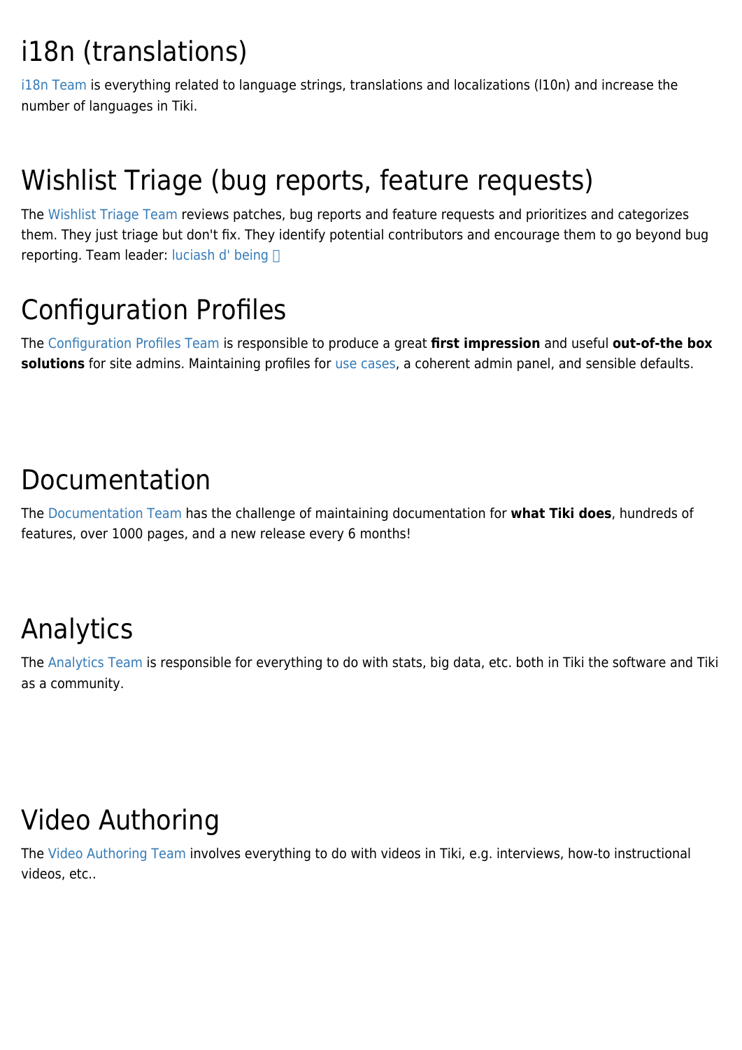# i18n (translations)

i18n Team is everything related to language strings, translations and localizations (l10n) and increase the number of languages in Tiki.

# Wishlist Triage (bug reports, feature requests)

The Wishlist Triage Team reviews patches, bug reports and feature requests and prioritizes and categorizes them. They just triage but don't fix. They identify potential contributors and encourage them to go beyond bug reporting. Team leader: luciash d' being

# Configuration Profiles

The Configuration Profiles Team is responsible to produce a great **first impression** and useful **out-of-the box solutions** for site admins. Maintaining profiles for use cases, a coherent admin panel, and sensible defaults.

# Documentation

The Documentation Team has the challenge of maintaining documentation for **what Tiki does**, hundreds of features, over 1000 pages, and a new release every 6 months!

# Analytics

The Analytics Team is responsible for everything to do with stats, big data, etc. both in Tiki the software and Tiki as a community.

# Video Authoring

The Video Authoring Team involves everything to do with videos in Tiki, e.g. interviews, how-to instructional videos, etc..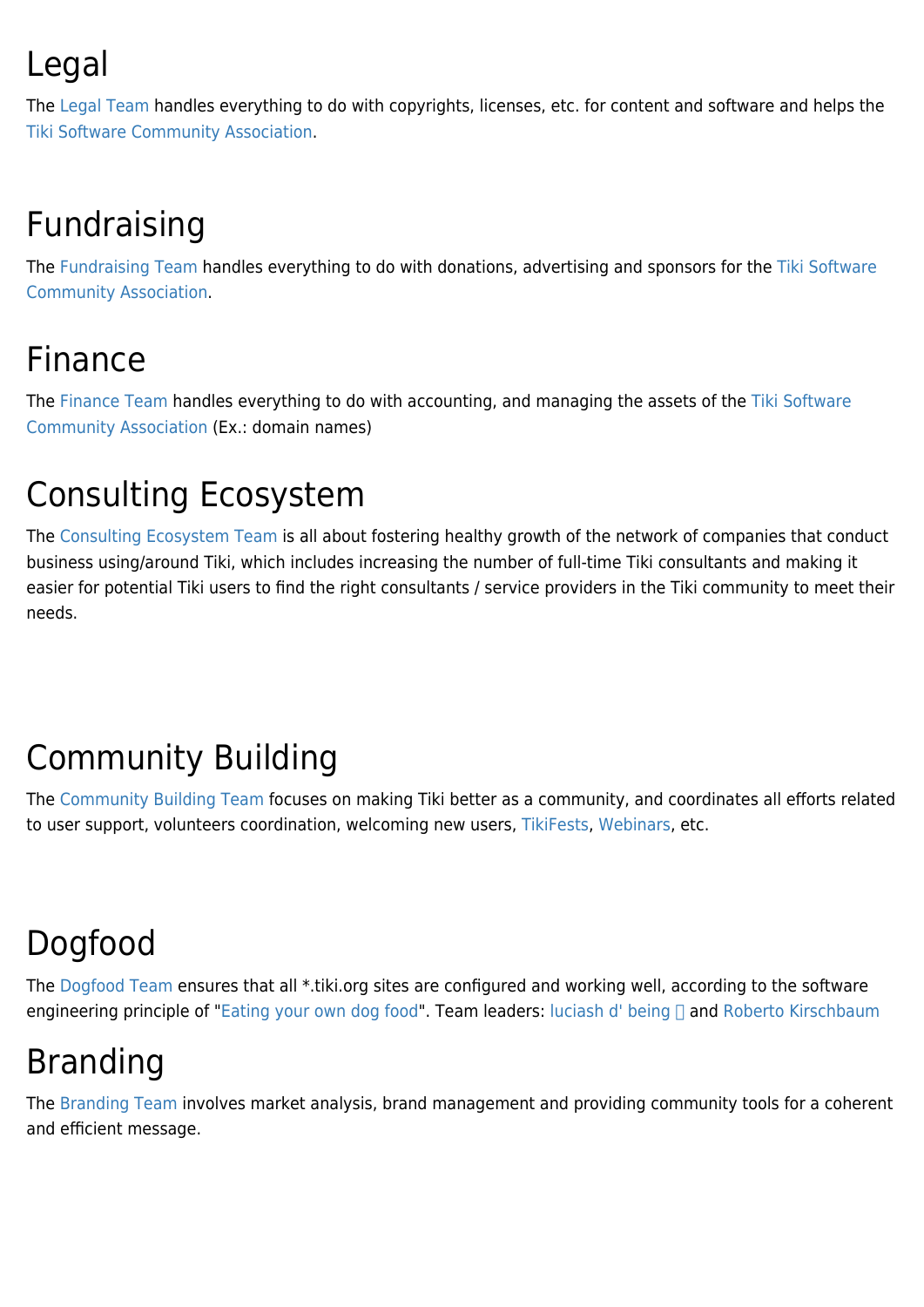# Legal

The Legal Team handles everything to do with copyrights, licenses, etc. for content and software and helps the Tiki Software Community Association.

# Fundraising

The Fundraising Team handles everything to do with donations, advertising and sponsors for the Tiki Software Community Association.

# Finance

The Finance Team handles everything to do with accounting, and managing the assets of the Tiki Software Community Association (Ex.: domain names)

# Consulting Ecosystem

The Consulting Ecosystem Team is all about fostering healthy growth of the network of companies that conduct business using/around Tiki, which includes increasing the number of full-time Tiki consultants and making it easier for potential Tiki users to find the right consultants / service providers in the Tiki community to meet their needs.

# Community Building

The Community Building Team focuses on making Tiki better as a community, and coordinates all efforts related to user support, volunteers coordination, welcoming new users, TikiFests, Webinars, etc.

# Dogfood

The Dogfood Team ensures that all *.tiki.org sites are configured and working well, according to the software engineering principle of "Eating your own dog food". Team leaders: luciash d' being and Roberto Kirschbaum

# Branding

The Branding Team involves market analysis, brand management and providing community tools for a coherent and efficient message.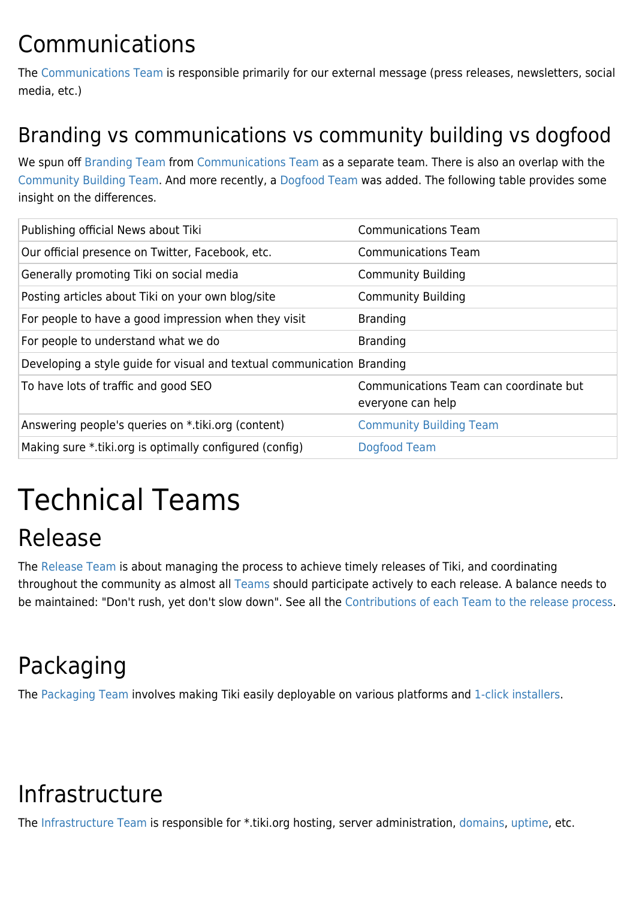## Communications

The Communications Team is responsible primarily for our external message (press releases, newsletters, social media, etc.)

### Branding vs communications vs community building vs dogfood

We spun off Branding Team from Communications Team as a separate team. There is also an overlap with the Community Building Team. And more recently, a Dogfood Team was added. The following table provides some insight on the differences.

| | |
|---|---|
| Publishing official News about Tiki | Communications Team |
| Our official presence on Twitter, Facebook, etc. | Communications Team |
| Generally promoting Tiki on social media | Community Building |
| Posting articles about Tiki on your own blog/site | Community Building |
| For people to have a good impression when they visit | Branding |
| For people to understand what we do | Branding |
| Developing a style guide for visual and textual communication | Branding |
| To have lots of traffic and good SEO | Communications Team can coordinate but everyone can help |
| Answering people's queries on *.tiki.org (content) | Community Building Team |
| Making sure *.tiki.org is optimally configured (config) | Dogfood Team |

# Technical Teams

## Release

The Release Team is about managing the process to achieve timely releases of Tiki, and coordinating throughout the community as almost all Teams should participate actively to each release. A balance needs to be maintained: "Don't rush, yet don't slow down". See all the Contributions of each Team to the release process.

## Packaging

The Packaging Team involves making Tiki easily deployable on various platforms and 1-click installers.

## Infrastructure

The Infrastructure Team is responsible for *.tiki.org hosting, server administration, domains, uptime, etc.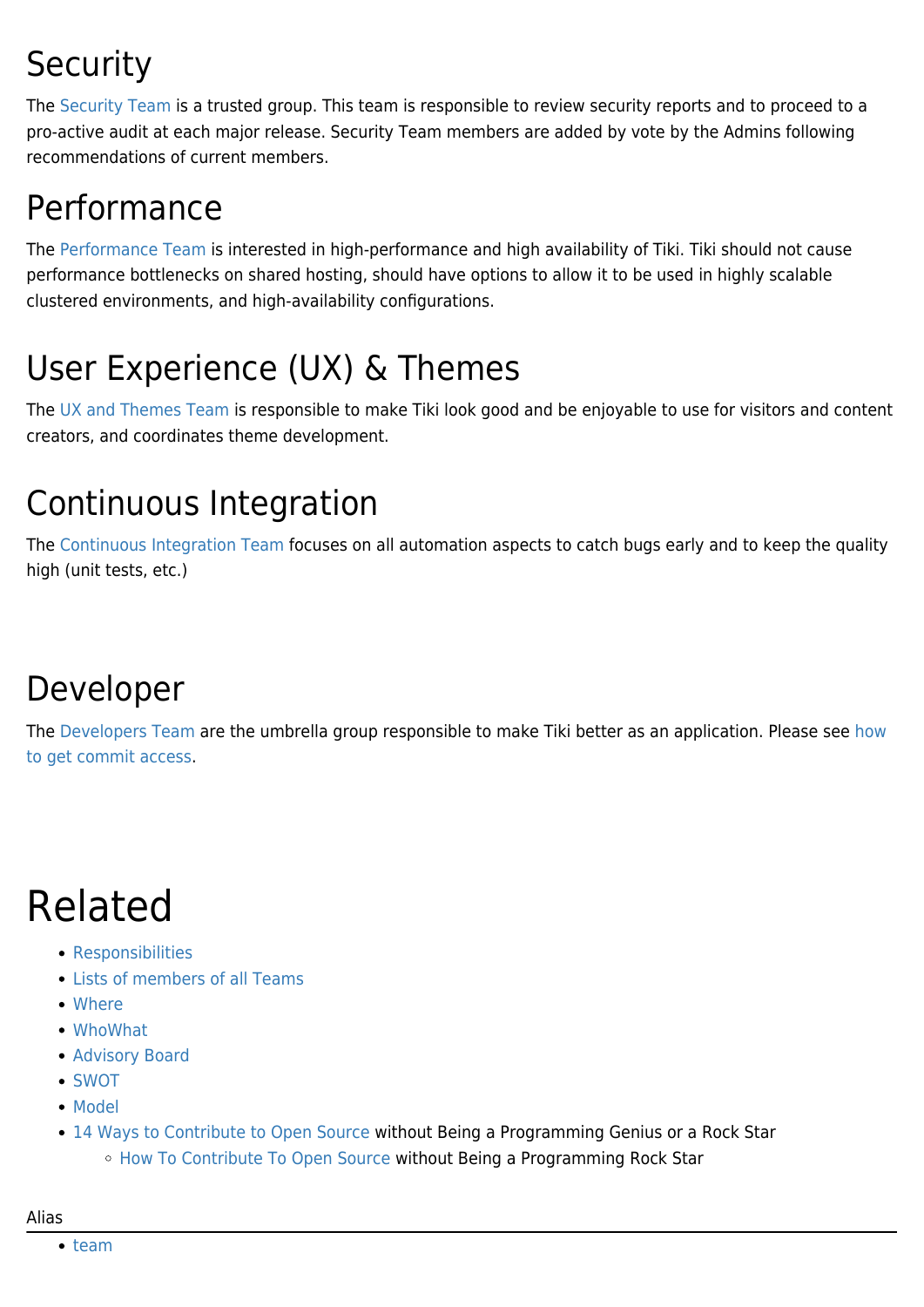# Security

The Security Team is a trusted group. This team is responsible to review security reports and to proceed to a pro-active audit at each major release. Security Team members are added by vote by the Admins following recommendations of current members.

# Performance

The Performance Team is interested in high-performance and high availability of Tiki. Tiki should not cause performance bottlenecks on shared hosting, should have options to allow it to be used in highly scalable clustered environments, and high-availability configurations.

# User Experience (UX) & Themes

The UX and Themes Team is responsible to make Tiki look good and be enjoyable to use for visitors and content creators, and coordinates theme development.

# Continuous Integration

The Continuous Integration Team focuses on all automation aspects to catch bugs early and to keep the quality high (unit tests, etc.)

# Developer

The Developers Team are the umbrella group responsible to make Tiki better as an application. Please see how to get commit access.

# Related

- Responsibilities
- Lists of members of all Teams
- Where
- WhoWhat
- Advisory Board
- SWOT
- Model
- 14 Ways to Contribute to Open Source without Being a Programming Genius or a Rock Star
    - How To Contribute To Open Source without Being a Programming Rock Star

Alias

- team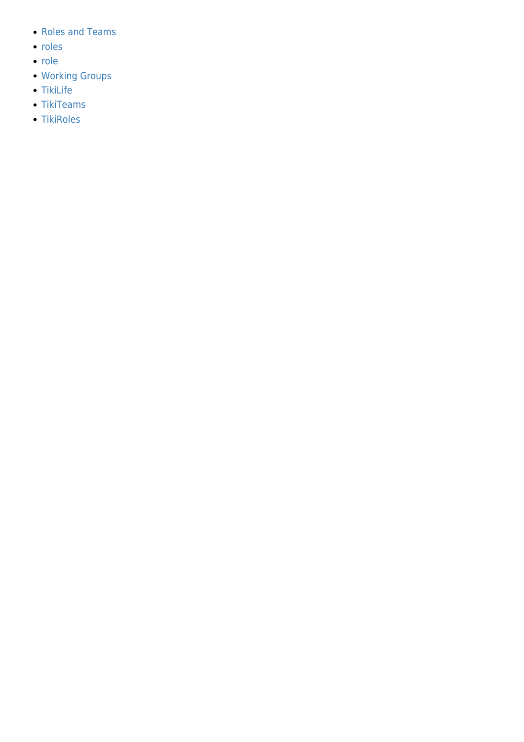- Roles and Teams
- roles
- role
- Working Groups
- TikiLife
- TikiTeams
- TikiRoles